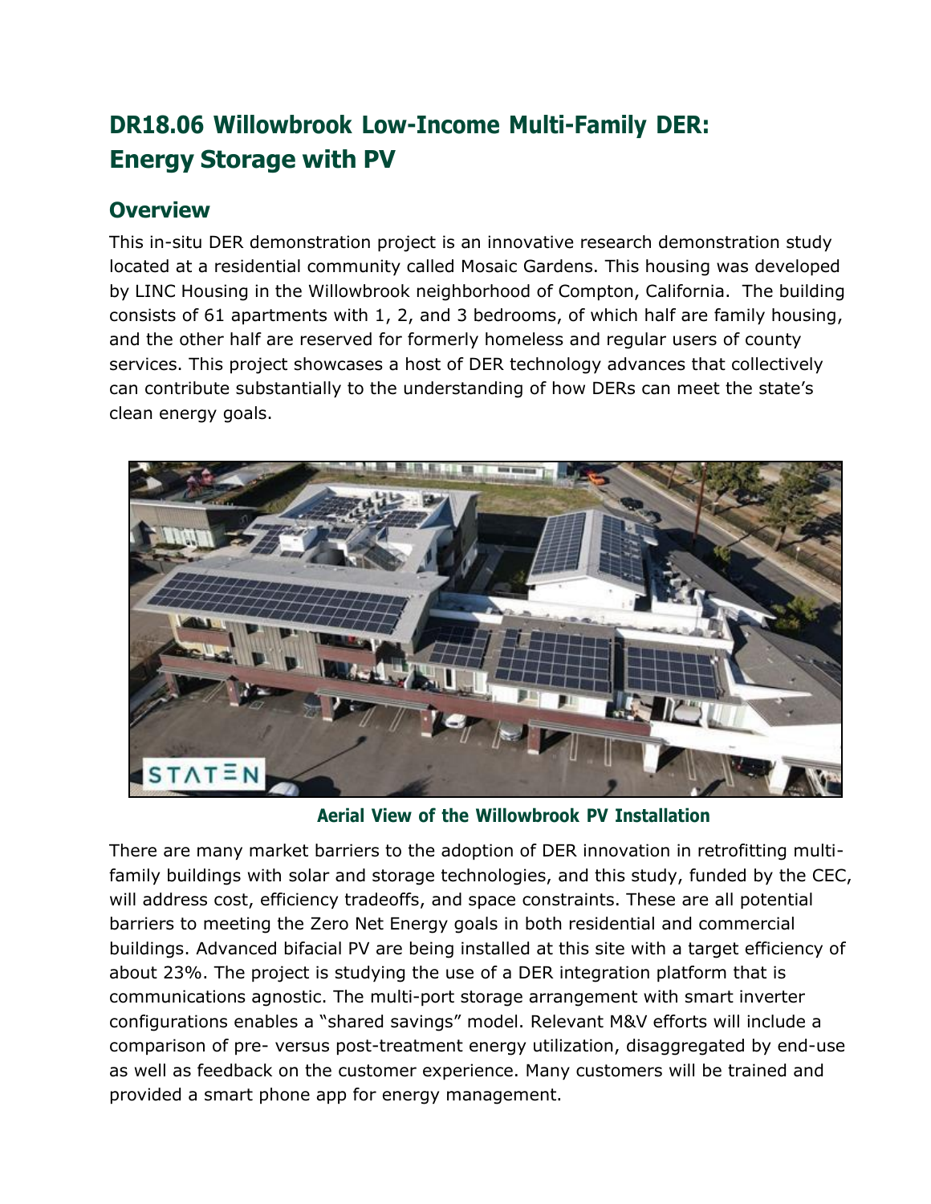# DR18.06 Willowbrook Low-Income Multi-Family DER: Energy Storage with PV

## Overview

This in-situ DER demonstration project is an innovative research demonstration study located at a residential community called Mosaic Gardens. This housing was developed by LINC Housing in the Willowbrook neighborhood of Compton, California. The building consists of 61 apartments with 1, 2, and 3 bedrooms, of which half are family housing, and the other half are reserved for formerly homeless and regular users of county services. This project showcases a host of DER technology advances that collectively can contribute substantially to the understanding of how DERs can meet the state's clean energy goals.

**Aerial View of the Willowbrook PV Installation**

There are many market barriers to the adoption of DER innovation in retrofitting multi-family buildings with solar and storage technologies, and this study, funded by the CEC, will address cost, efficiency tradeoffs, and space constraints. These are all potential barriers to meeting the Zero Net Energy goals in both residential and commercial buildings. Advanced bifacial PV are being installed at this site with a target efficiency of about 23%. The project is studying the use of a DER integration platform that is communications agnostic. The multi-port storage arrangement with smart inverter configurations enables a "shared savings" model. Relevant M&V efforts will include a comparison of pre- versus post-treatment energy utilization, disaggregated by end-use as well as feedback on the customer experience. Many customers will be trained and provided a smart phone app for energy management.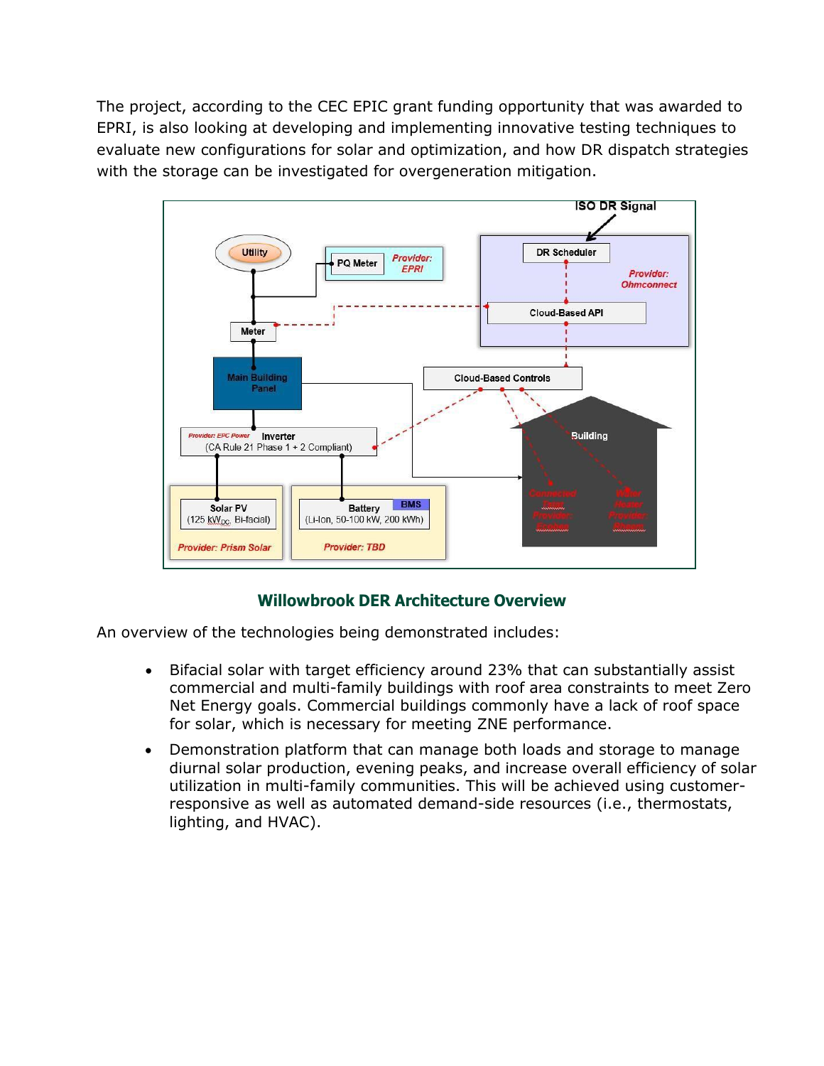The project, according to the CEC EPIC grant funding opportunity that was awarded to EPRI, is also looking at developing and implementing innovative testing techniques to evaluate new configurations for solar and optimization, and how DR dispatch strategies with the storage can be investigated for overgeneration mitigation.

**Willowbrook DER Architecture Overview**

An overview of the technologies being demonstrated includes:

- Bifacial solar with target efficiency around 23% that can substantially assist commercial and multi-family buildings with roof area constraints to meet Zero Net Energy goals. Commercial buildings commonly have a lack of roof space for solar, which is necessary for meeting ZNE performance.
- Demonstration platform that can manage both loads and storage to manage diurnal solar production, evening peaks, and increase overall efficiency of solar utilization in multi-family communities. This will be achieved using customer-responsive as well as automated demand-side resources (i.e., thermostats, lighting, and HVAC).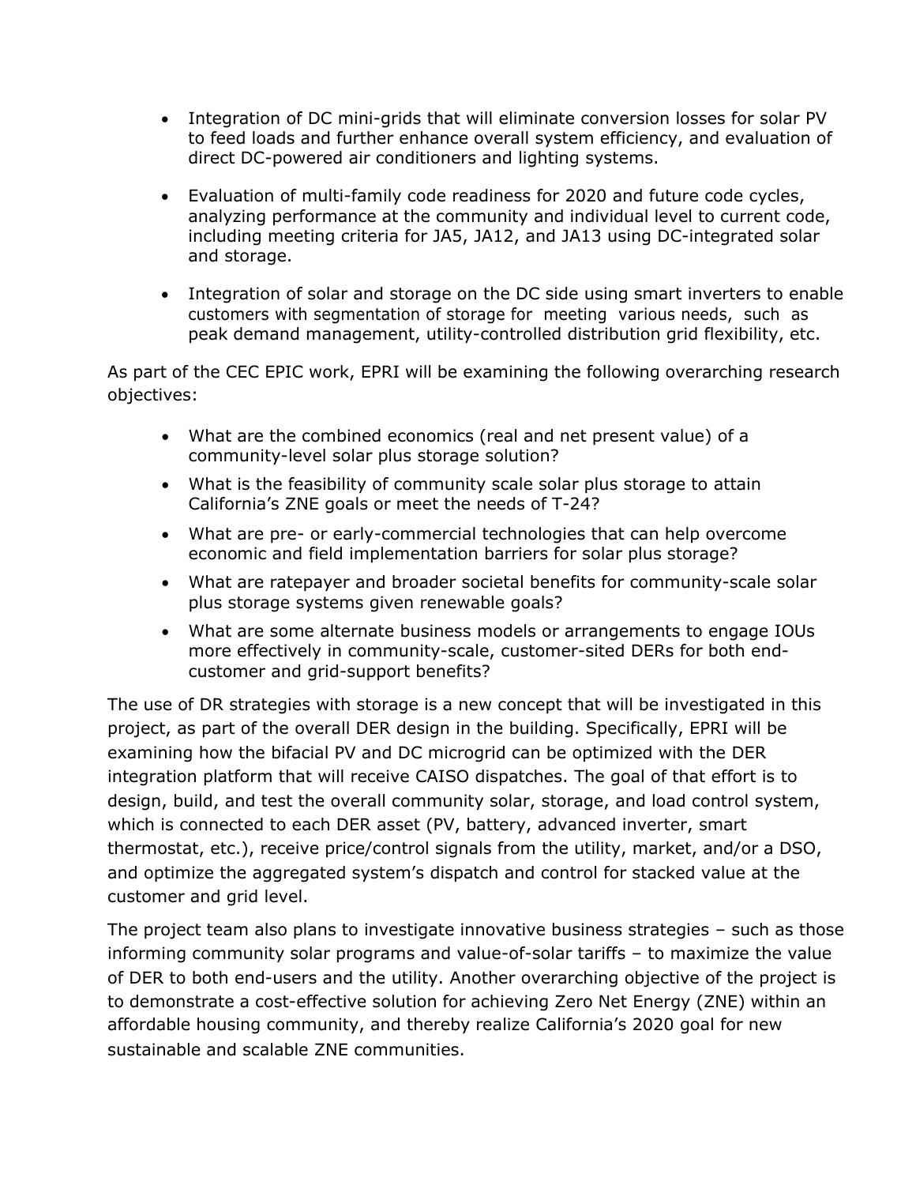- Integration of DC mini-grids that will eliminate conversion losses for solar PV to feed loads and further enhance overall system efficiency, and evaluation of direct DC-powered air conditioners and lighting systems.

- Evaluation of multi-family code readiness for 2020 and future code cycles, analyzing performance at the community and individual level to current code, including meeting criteria for JA5, JA12, and JA13 using DC-integrated solar and storage.

- Integration of solar and storage on the DC side using smart inverters to enable customers with segmentation of storage for meeting various needs, such as peak demand management, utility-controlled distribution grid flexibility, etc.

As part of the CEC EPIC work, EPRI will be examining the following overarching research objectives:

- What are the combined economics (real and net present value) of a community-level solar plus storage solution?
- What is the feasibility of community scale solar plus storage to attain California's ZNE goals or meet the needs of T-24?
- What are pre- or early-commercial technologies that can help overcome economic and field implementation barriers for solar plus storage?
- What are ratepayer and broader societal benefits for community-scale solar plus storage systems given renewable goals?
- What are some alternate business models or arrangements to engage IOUs more effectively in community-scale, customer-sited DERs for both end-customer and grid-support benefits?

The use of DR strategies with storage is a new concept that will be investigated in this project, as part of the overall DER design in the building. Specifically, EPRI will be examining how the bifacial PV and DC microgrid can be optimized with the DER integration platform that will receive CAISO dispatches. The goal of that effort is to design, build, and test the overall community solar, storage, and load control system, which is connected to each DER asset (PV, battery, advanced inverter, smart thermostat, etc.), receive price/control signals from the utility, market, and/or a DSO, and optimize the aggregated system's dispatch and control for stacked value at the customer and grid level.

The project team also plans to investigate innovative business strategies – such as those informing community solar programs and value-of-solar tariffs – to maximize the value of DER to both end-users and the utility. Another overarching objective of the project is to demonstrate a cost-effective solution for achieving Zero Net Energy (ZNE) within an affordable housing community, and thereby realize California's 2020 goal for new sustainable and scalable ZNE communities.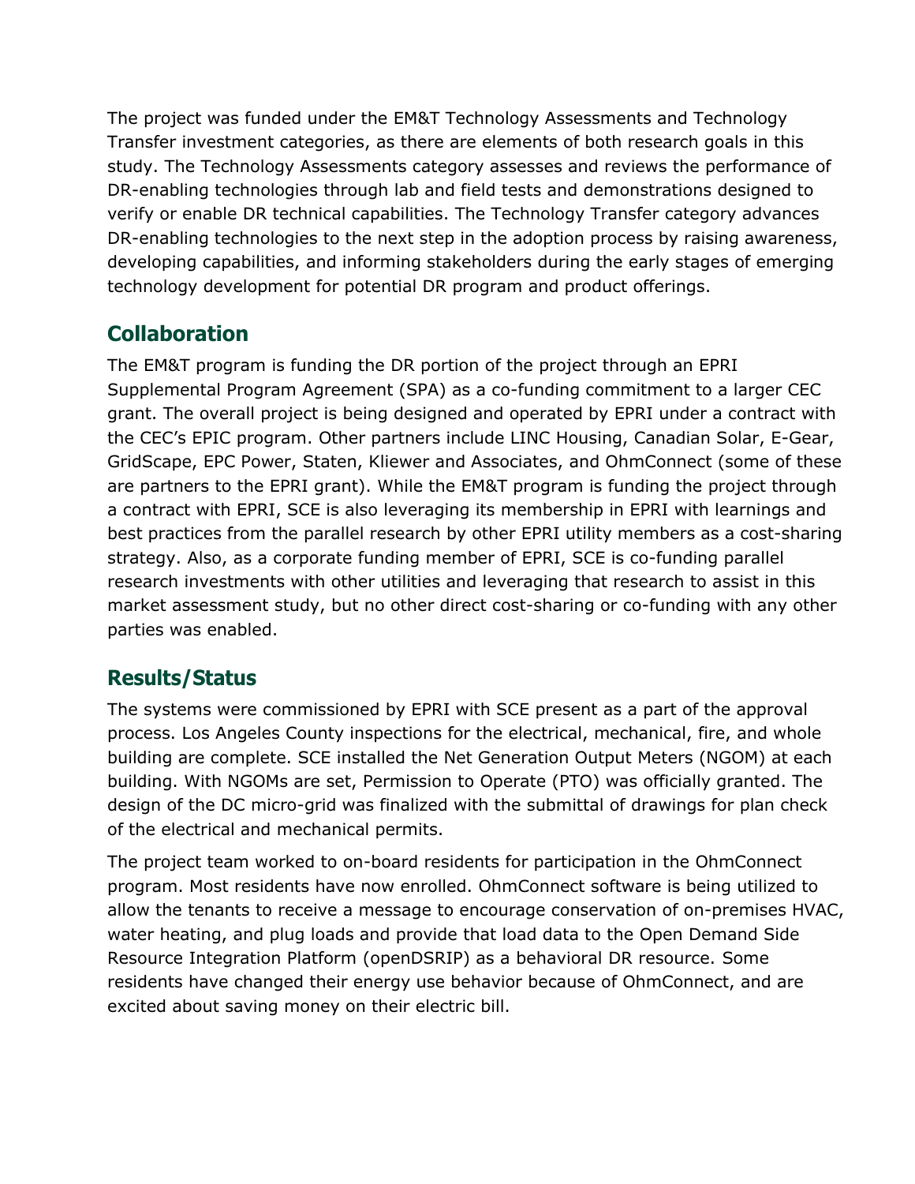The project was funded under the EM&T Technology Assessments and Technology Transfer investment categories, as there are elements of both research goals in this study. The Technology Assessments category assesses and reviews the performance of DR-enabling technologies through lab and field tests and demonstrations designed to verify or enable DR technical capabilities. The Technology Transfer category advances DR-enabling technologies to the next step in the adoption process by raising awareness, developing capabilities, and informing stakeholders during the early stages of emerging technology development for potential DR program and product offerings.

## Collaboration

The EM&T program is funding the DR portion of the project through an EPRI Supplemental Program Agreement (SPA) as a co-funding commitment to a larger CEC grant. The overall project is being designed and operated by EPRI under a contract with the CEC's EPIC program. Other partners include LINC Housing, Canadian Solar, E-Gear, GridScape, EPC Power, Staten, Kliewer and Associates, and OhmConnect (some of these are partners to the EPRI grant). While the EM&T program is funding the project through a contract with EPRI, SCE is also leveraging its membership in EPRI with learnings and best practices from the parallel research by other EPRI utility members as a cost-sharing strategy. Also, as a corporate funding member of EPRI, SCE is co-funding parallel research investments with other utilities and leveraging that research to assist in this market assessment study, but no other direct cost-sharing or co-funding with any other parties was enabled.

## Results/Status

The systems were commissioned by EPRI with SCE present as a part of the approval process. Los Angeles County inspections for the electrical, mechanical, fire, and whole building are complete. SCE installed the Net Generation Output Meters (NGOM) at each building. With NGOMs are set, Permission to Operate (PTO) was officially granted. The design of the DC micro-grid was finalized with the submittal of drawings for plan check of the electrical and mechanical permits.

The project team worked to on-board residents for participation in the OhmConnect program. Most residents have now enrolled. OhmConnect software is being utilized to allow the tenants to receive a message to encourage conservation of on-premises HVAC, water heating, and plug loads and provide that load data to the Open Demand Side Resource Integration Platform (openDSRIP) as a behavioral DR resource. Some residents have changed their energy use behavior because of OhmConnect, and are excited about saving money on their electric bill.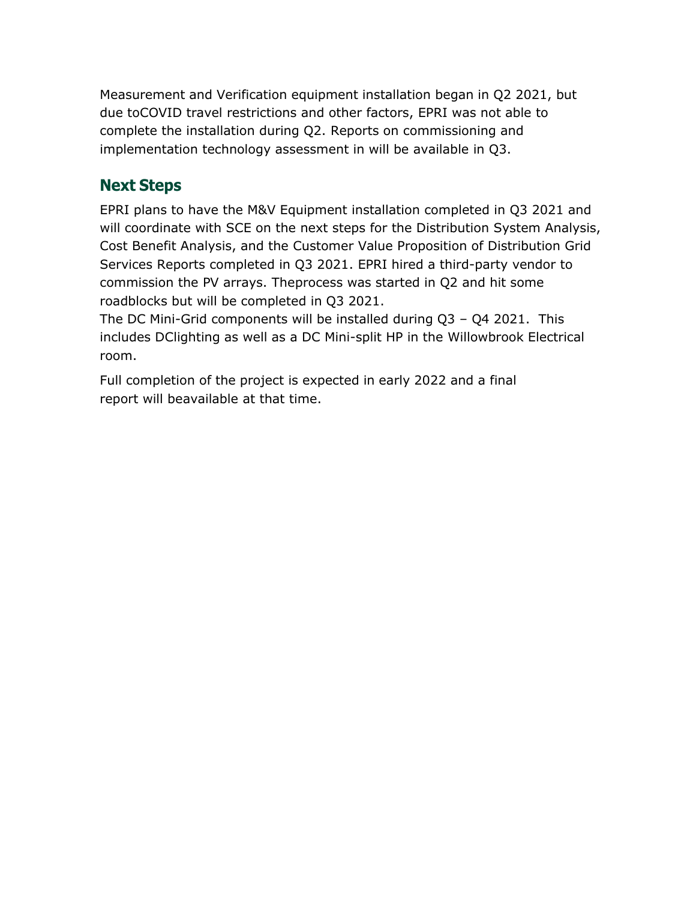Measurement and Verification equipment installation began in Q2 2021, but due toCOVID travel restrictions and other factors, EPRI was not able to complete the installation during Q2. Reports on commissioning and implementation technology assessment in will be available in Q3.

## Next Steps

EPRI plans to have the M&V Equipment installation completed in Q3 2021 and will coordinate with SCE on the next steps for the Distribution System Analysis, Cost Benefit Analysis, and the Customer Value Proposition of Distribution Grid Services Reports completed in Q3 2021. EPRI hired a third-party vendor to commission the PV arrays. Theprocess was started in Q2 and hit some roadblocks but will be completed in Q3 2021.
The DC Mini-Grid components will be installed during Q3 – Q4 2021. This includes DClighting as well as a DC Mini-split HP in the Willowbrook Electrical room.

Full completion of the project is expected in early 2022 and a final report will beavailable at that time.